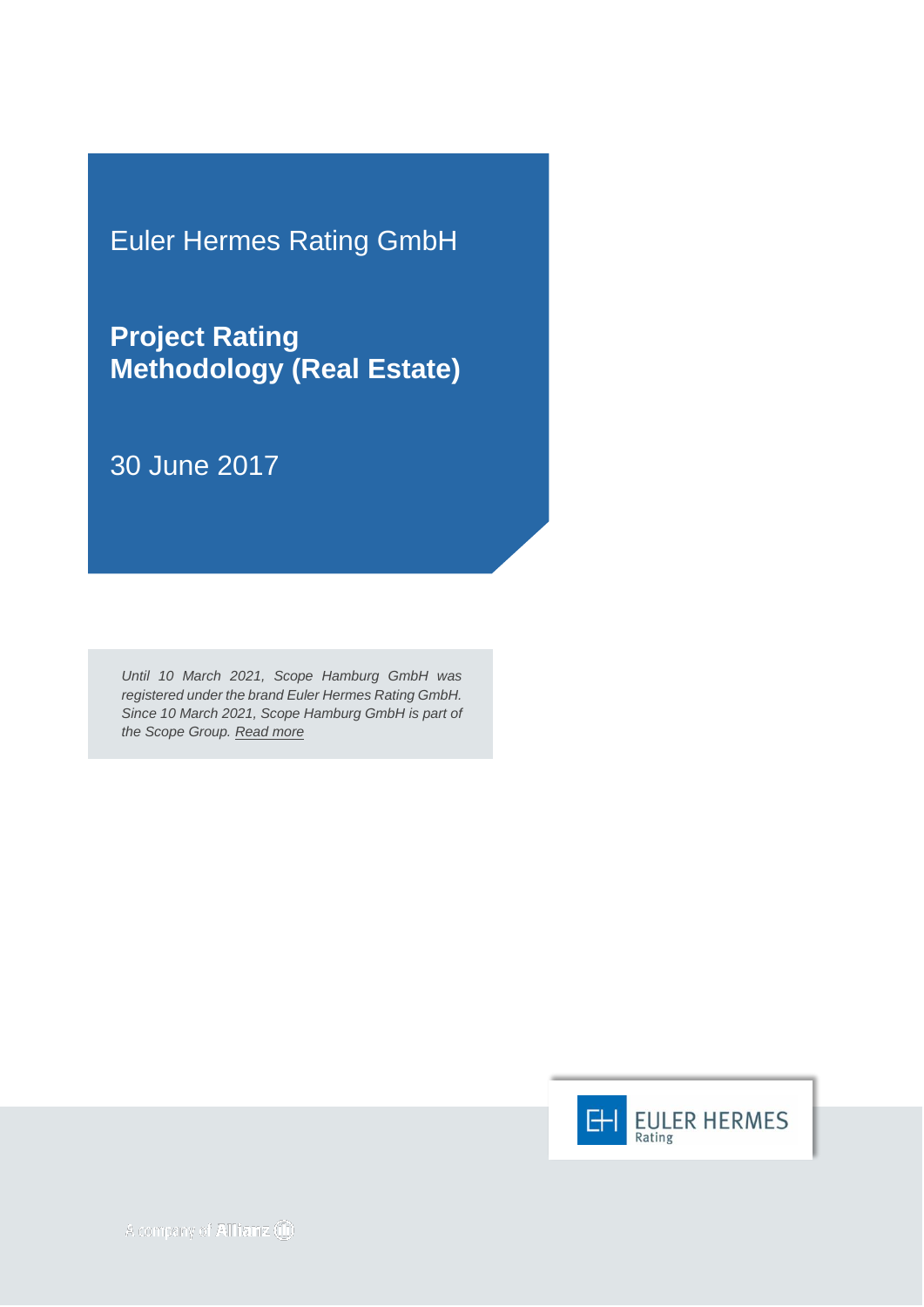Euler Hermes Rating GmbH

# Project Rating Methodology (Real Estate)

30 June 2017

*Until 10 March 2021, Scope Hamburg GmbH was registered under the brand Euler Hermes Rating GmbH. Since 10 March 2021, Scope Hamburg GmbH is part of the Scope Group. Read more*

EULER HERMES Rating

A company of Allianz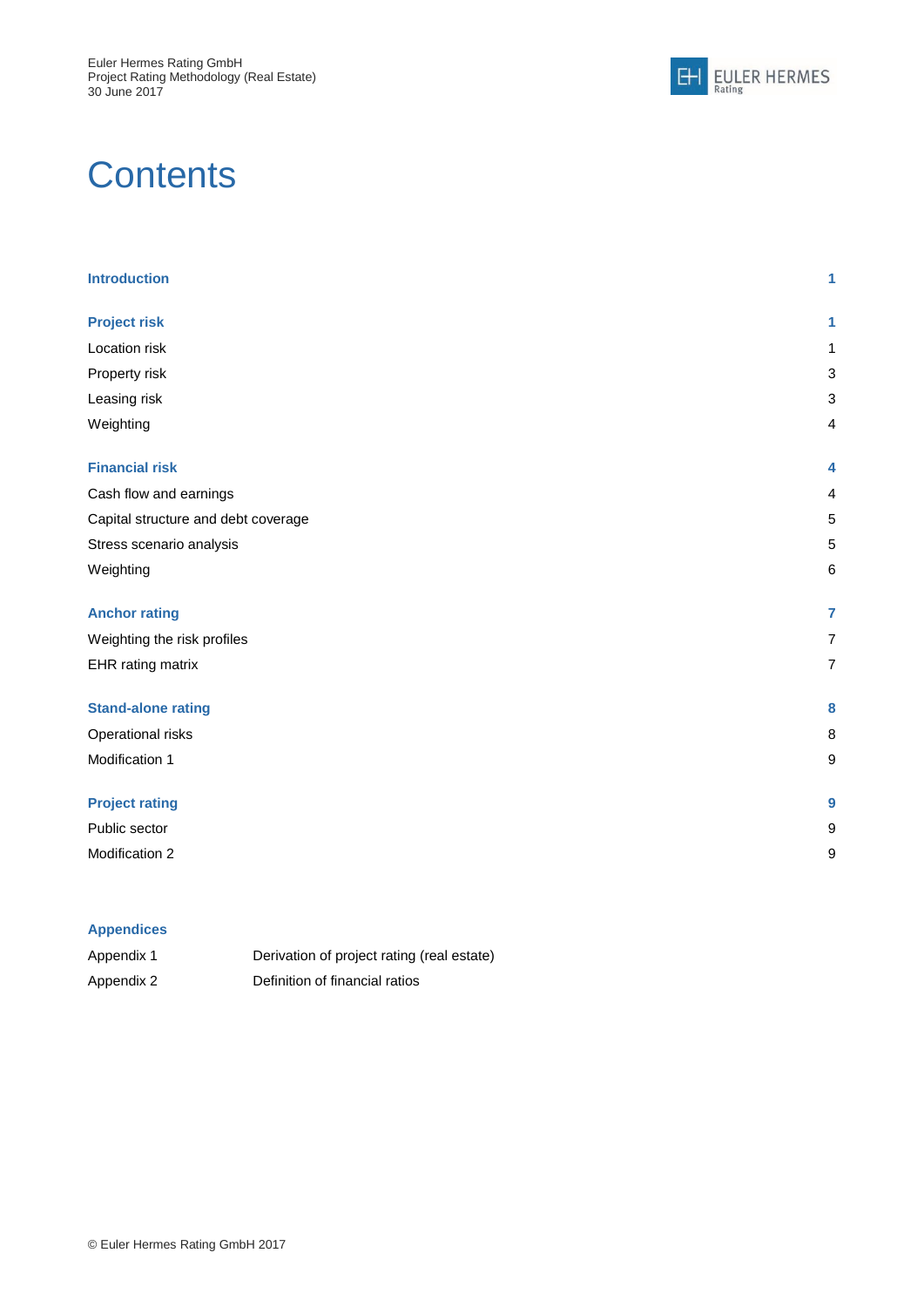# Contents

| | |
|---|---|
| **Introduction** | **1** |
| | |
| **Project risk** | **1** |
| Location risk | 1 |
| Property risk | 3 |
| Leasing risk | 3 |
| Weighting | 4 |
| | |
| **Financial risk** | **4** |
| Cash flow and earnings | 4 |
| Capital structure and debt coverage | 5 |
| Stress scenario analysis | 5 |
| Weighting | 6 |
| | |
| **Anchor rating** | **7** |
| Weighting the risk profiles | 7 |
| EHR rating matrix | 7 |
| | |
| **Stand-alone rating** | **8** |
| Operational risks | 8 |
| Modification 1 | 9 |
| | |
| **Project rating** | **9** |
| Public sector | 9 |
| Modification 2 | 9 |

**Appendices**

| | |
|---|---|
| Appendix 1 | Derivation of project rating (real estate) |
| Appendix 2 | Definition of financial ratios |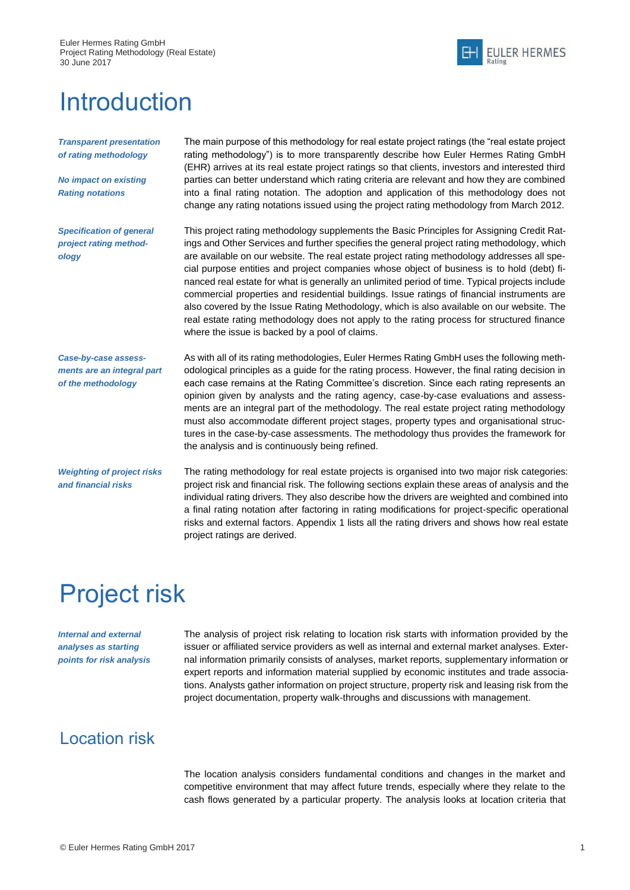# Introduction

***Transparent presentation of rating methodology***

***No impact on existing Rating notations***

The main purpose of this methodology for real estate project ratings (the "real estate project rating methodology") is to more transparently describe how Euler Hermes Rating GmbH (EHR) arrives at its real estate project ratings so that clients, investors and interested third parties can better understand which rating criteria are relevant and how they are combined into a final rating notation. The adoption and application of this methodology does not change any rating notations issued using the project rating methodology from March 2012.

***Specification of general project rating methodology***

This project rating methodology supplements the Basic Principles for Assigning Credit Ratings and Other Services and further specifies the general project rating methodology, which are available on our website. The real estate project rating methodology addresses all special purpose entities and project companies whose object of business is to hold (debt) financed real estate for what is generally an unlimited period of time. Typical projects include commercial properties and residential buildings. Issue ratings of financial instruments are also covered by the Issue Rating Methodology, which is also available on our website. The real estate rating methodology does not apply to the rating process for structured finance where the issue is backed by a pool of claims.

***Case-by-case assessments are an integral part of the methodology***

As with all of its rating methodologies, Euler Hermes Rating GmbH uses the following methodological principles as a guide for the rating process. However, the final rating decision in each case remains at the Rating Committee's discretion. Since each rating represents an opinion given by analysts and the rating agency, case-by-case evaluations and assessments are an integral part of the methodology. The real estate project rating methodology must also accommodate different project stages, property types and organisational structures in the case-by-case assessments. The methodology thus provides the framework for the analysis and is continuously being refined.

***Weighting of project risks and financial risks***

The rating methodology for real estate projects is organised into two major risk categories: project risk and financial risk. The following sections explain these areas of analysis and the individual rating drivers. They also describe how the drivers are weighted and combined into a final rating notation after factoring in rating modifications for project-specific operational risks and external factors. Appendix 1 lists all the rating drivers and shows how real estate project ratings are derived.

# Project risk

***Internal and external analyses as starting points for risk analysis***

The analysis of project risk relating to location risk starts with information provided by the issuer or affiliated service providers as well as internal and external market analyses. External information primarily consists of analyses, market reports, supplementary information or expert reports and information material supplied by economic institutes and trade associations. Analysts gather information on project structure, property risk and leasing risk from the project documentation, property walk-throughs and discussions with management.

## Location risk

The location analysis considers fundamental conditions and changes in the market and competitive environment that may affect future trends, especially where they relate to the cash flows generated by a particular property. The analysis looks at location criteria that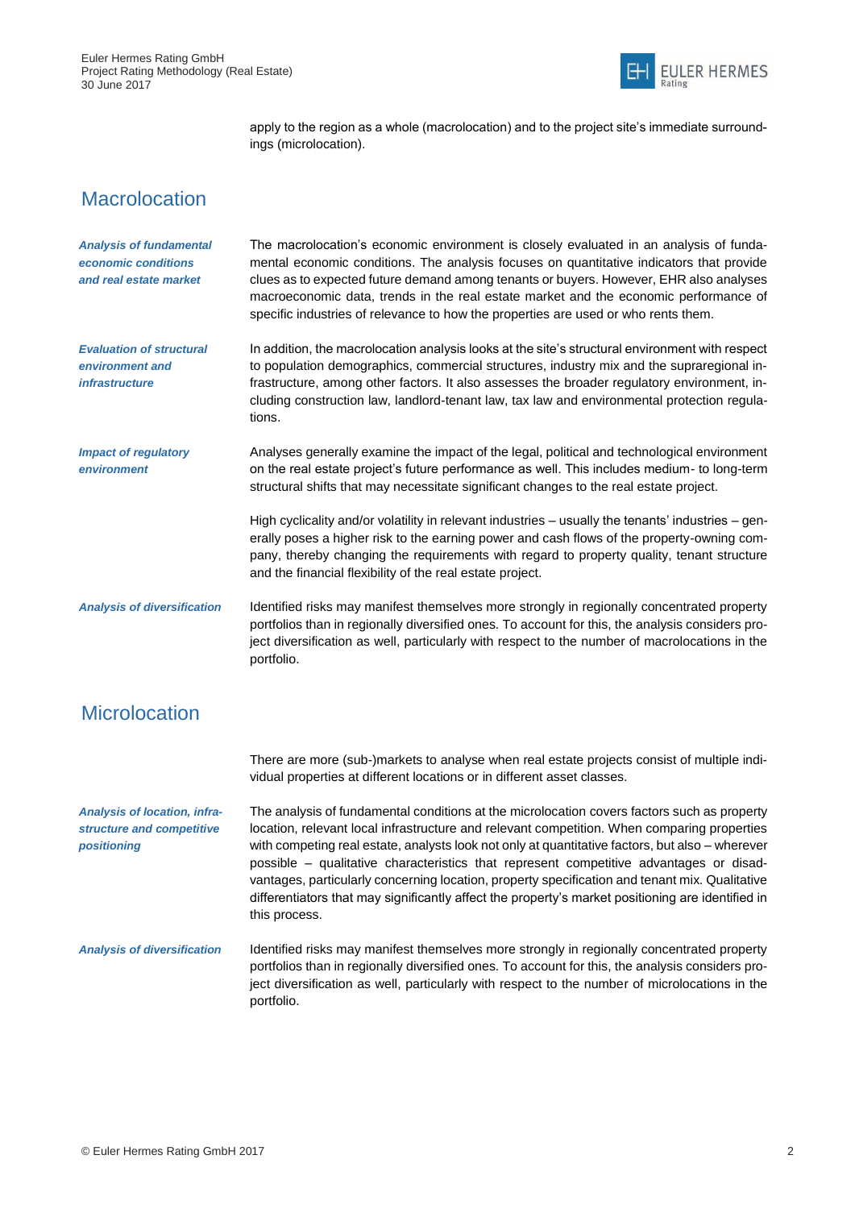apply to the region as a whole (macrolocation) and to the project site's immediate surroundings (microlocation).

## Macrolocation

***Analysis of fundamental economic conditions and real estate market***

The macrolocation's economic environment is closely evaluated in an analysis of fundamental economic conditions. The analysis focuses on quantitative indicators that provide clues as to expected future demand among tenants or buyers. However, EHR also analyses macroeconomic data, trends in the real estate market and the economic performance of specific industries of relevance to how the properties are used or who rents them.

***Evaluation of structural environment and infrastructure***

In addition, the macrolocation analysis looks at the site's structural environment with respect to population demographics, commercial structures, industry mix and the supraregional infrastructure, among other factors. It also assesses the broader regulatory environment, including construction law, landlord-tenant law, tax law and environmental protection regulations.

***Impact of regulatory environment***

Analyses generally examine the impact of the legal, political and technological environment on the real estate project's future performance as well. This includes medium- to long-term structural shifts that may necessitate significant changes to the real estate project.

High cyclicality and/or volatility in relevant industries – usually the tenants' industries – generally poses a higher risk to the earning power and cash flows of the property-owning company, thereby changing the requirements with regard to property quality, tenant structure and the financial flexibility of the real estate project.

***Analysis of diversification***

Identified risks may manifest themselves more strongly in regionally concentrated property portfolios than in regionally diversified ones. To account for this, the analysis considers project diversification as well, particularly with respect to the number of macrolocations in the portfolio.

## Microlocation

There are more (sub-)markets to analyse when real estate projects consist of multiple individual properties at different locations or in different asset classes.

***Analysis of location, infrastructure and competitive positioning***

The analysis of fundamental conditions at the microlocation covers factors such as property location, relevant local infrastructure and relevant competition. When comparing properties with competing real estate, analysts look not only at quantitative factors, but also – wherever possible – qualitative characteristics that represent competitive advantages or disadvantages, particularly concerning location, property specification and tenant mix. Qualitative differentiators that may significantly affect the property's market positioning are identified in this process.

***Analysis of diversification***

Identified risks may manifest themselves more strongly in regionally concentrated property portfolios than in regionally diversified ones. To account for this, the analysis considers project diversification as well, particularly with respect to the number of microlocations in the portfolio.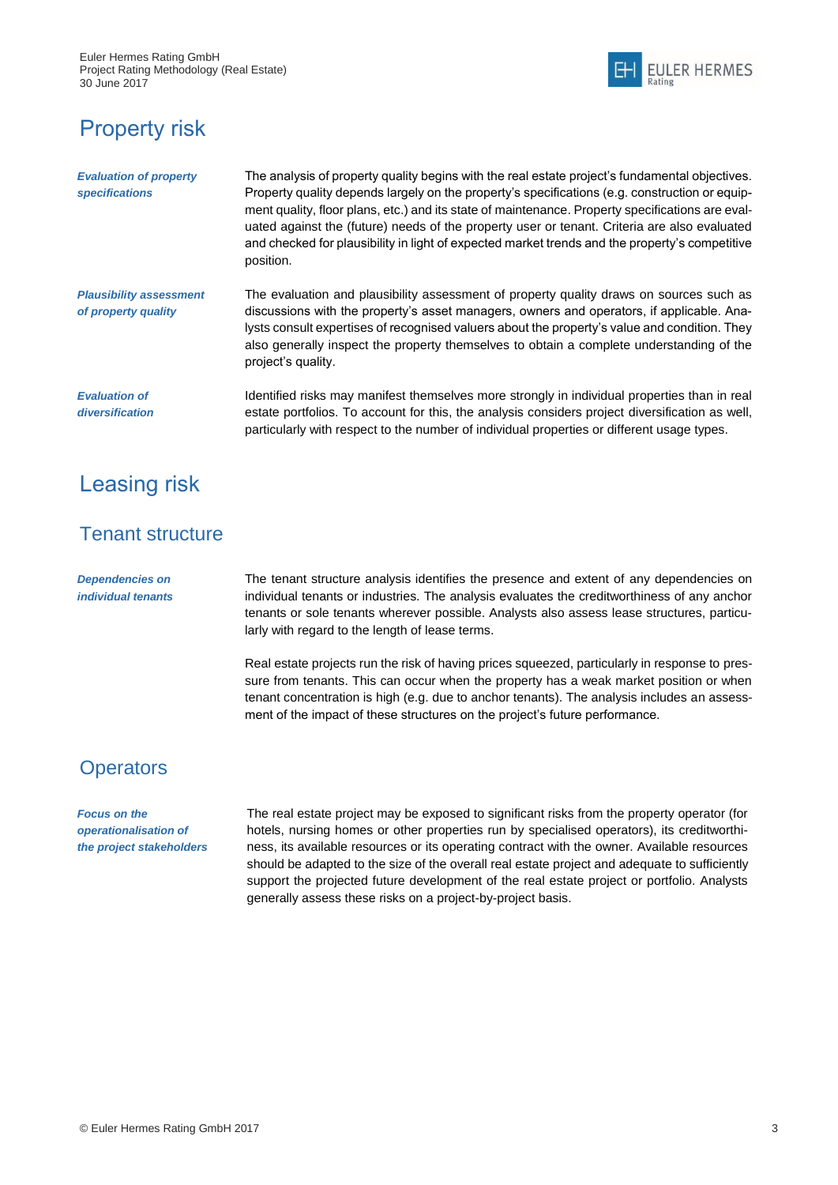# Property risk

***Evaluation of property specifications***

The analysis of property quality begins with the real estate project's fundamental objectives. Property quality depends largely on the property's specifications (e.g. construction or equipment quality, floor plans, etc.) and its state of maintenance. Property specifications are evaluated against the (future) needs of the property user or tenant. Criteria are also evaluated and checked for plausibility in light of expected market trends and the property's competitive position.

***Plausibility assessment of property quality***

The evaluation and plausibility assessment of property quality draws on sources such as discussions with the property's asset managers, owners and operators, if applicable. Analysts consult expertises of recognised valuers about the property's value and condition. They also generally inspect the property themselves to obtain a complete understanding of the project's quality.

***Evaluation of diversification***

Identified risks may manifest themselves more strongly in individual properties than in real estate portfolios. To account for this, the analysis considers project diversification as well, particularly with respect to the number of individual properties or different usage types.

# Leasing risk

## Tenant structure

***Dependencies on individual tenants***

The tenant structure analysis identifies the presence and extent of any dependencies on individual tenants or industries. The analysis evaluates the creditworthiness of any anchor tenants or sole tenants wherever possible. Analysts also assess lease structures, particularly with regard to the length of lease terms.

Real estate projects run the risk of having prices squeezed, particularly in response to pressure from tenants. This can occur when the property has a weak market position or when tenant concentration is high (e.g. due to anchor tenants). The analysis includes an assessment of the impact of these structures on the project's future performance.

## Operators

***Focus on the operationalisation of the project stakeholders***

The real estate project may be exposed to significant risks from the property operator (for hotels, nursing homes or other properties run by specialised operators), its creditworthiness, its available resources or its operating contract with the owner. Available resources should be adapted to the size of the overall real estate project and adequate to sufficiently support the projected future development of the real estate project or portfolio. Analysts generally assess these risks on a project-by-project basis.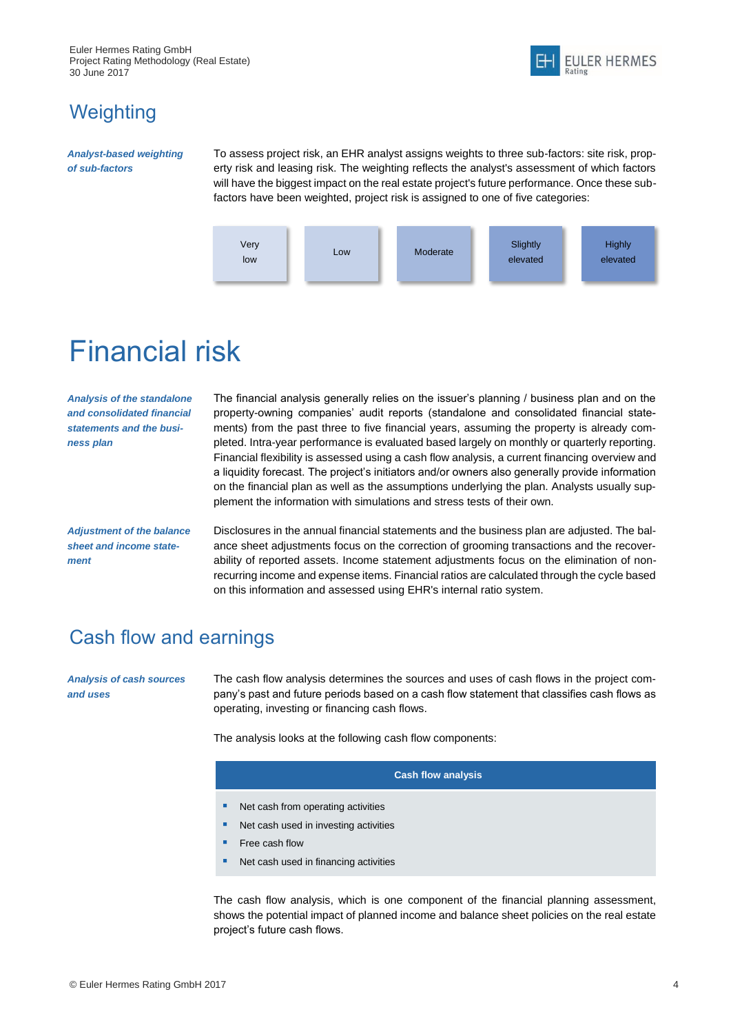## Weighting

*Analyst-based weighting of sub-factors*

To assess project risk, an EHR analyst assigns weights to three sub-factors: site risk, property risk and leasing risk. The weighting reflects the analyst's assessment of which factors will have the biggest impact on the real estate project's future performance. Once these sub-factors have been weighted, project risk is assigned to one of five categories:

| Very low | Low | Moderate | Slightly elevated | Highly elevated |
|---|---|---|---|---|

# Financial risk

*Analysis of the standalone and consolidated financial statements and the business plan*

The financial analysis generally relies on the issuer's planning / business plan and on the property-owning companies' audit reports (standalone and consolidated financial statements) from the past three to five financial years, assuming the property is already completed. Intra-year performance is evaluated based largely on monthly or quarterly reporting. Financial flexibility is assessed using a cash flow analysis, a current financing overview and a liquidity forecast. The project's initiators and/or owners also generally provide information on the financial plan as well as the assumptions underlying the plan. Analysts usually supplement the information with simulations and stress tests of their own.

*Adjustment of the balance sheet and income statement*

Disclosures in the annual financial statements and the business plan are adjusted. The balance sheet adjustments focus on the correction of grooming transactions and the recoverability of reported assets. Income statement adjustments focus on the elimination of non-recurring income and expense items. Financial ratios are calculated through the cycle based on this information and assessed using EHR's internal ratio system.

## Cash flow and earnings

*Analysis of cash sources and uses*

The cash flow analysis determines the sources and uses of cash flows in the project company's past and future periods based on a cash flow statement that classifies cash flows as operating, investing or financing cash flows.

The analysis looks at the following cash flow components:

**Cash flow analysis**

- Net cash from operating activities
- Net cash used in investing activities
- Free cash flow
- Net cash used in financing activities

The cash flow analysis, which is one component of the financial planning assessment, shows the potential impact of planned income and balance sheet policies on the real estate project's future cash flows.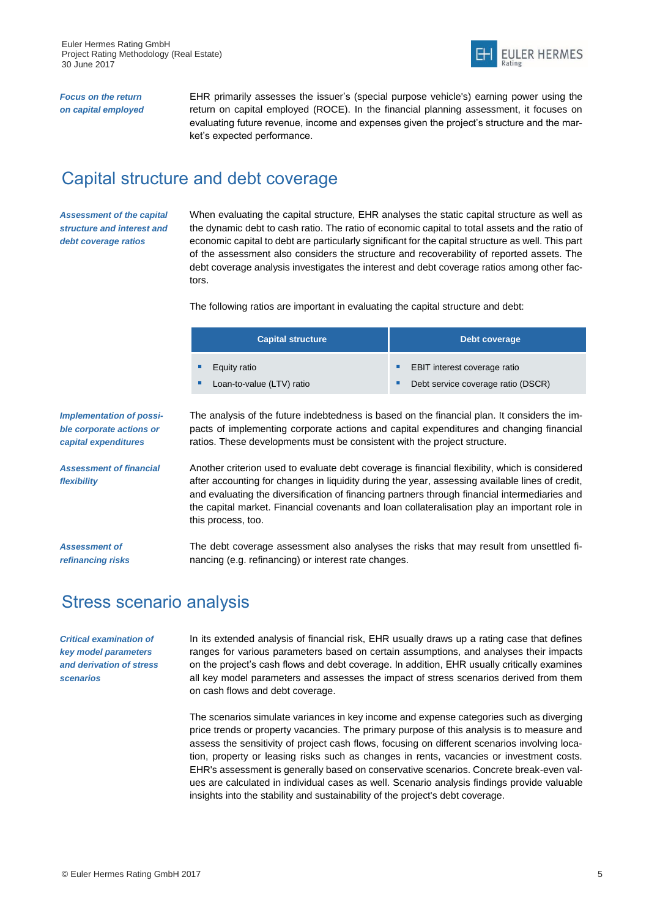*Focus on the return on capital employed*

EHR primarily assesses the issuer's (special purpose vehicle's) earning power using the return on capital employed (ROCE). In the financial planning assessment, it focuses on evaluating future revenue, income and expenses given the project's structure and the market's expected performance.

## Capital structure and debt coverage

*Assessment of the capital structure and interest and debt coverage ratios*

When evaluating the capital structure, EHR analyses the static capital structure as well as the dynamic debt to cash ratio. The ratio of economic capital to total assets and the ratio of economic capital to debt are particularly significant for the capital structure as well. This part of the assessment also considers the structure and recoverability of reported assets. The debt coverage analysis investigates the interest and debt coverage ratios among other factors.

The following ratios are important in evaluating the capital structure and debt:

| Capital structure | Debt coverage |
|---|---|
| ▪ Equity ratio<br>▪ Loan-to-value (LTV) ratio | ▪ EBIT interest coverage ratio<br>▪ Debt service coverage ratio (DSCR) |

*Implementation of possible corporate actions or capital expenditures*

The analysis of the future indebtedness is based on the financial plan. It considers the impacts of implementing corporate actions and capital expenditures and changing financial ratios. These developments must be consistent with the project structure.

*Assessment of financial flexibility*

Another criterion used to evaluate debt coverage is financial flexibility, which is considered after accounting for changes in liquidity during the year, assessing available lines of credit, and evaluating the diversification of financing partners through financial intermediaries and the capital market. Financial covenants and loan collateralisation play an important role in this process, too.

*Assessment of refinancing risks*

The debt coverage assessment also analyses the risks that may result from unsettled financing (e.g. refinancing) or interest rate changes.

## Stress scenario analysis

*Critical examination of key model parameters and derivation of stress scenarios*

In its extended analysis of financial risk, EHR usually draws up a rating case that defines ranges for various parameters based on certain assumptions, and analyses their impacts on the project's cash flows and debt coverage. In addition, EHR usually critically examines all key model parameters and assesses the impact of stress scenarios derived from them on cash flows and debt coverage.

The scenarios simulate variances in key income and expense categories such as diverging price trends or property vacancies. The primary purpose of this analysis is to measure and assess the sensitivity of project cash flows, focusing on different scenarios involving location, property or leasing risks such as changes in rents, vacancies or investment costs. EHR's assessment is generally based on conservative scenarios. Concrete break-even values are calculated in individual cases as well. Scenario analysis findings provide valuable insights into the stability and sustainability of the project's debt coverage.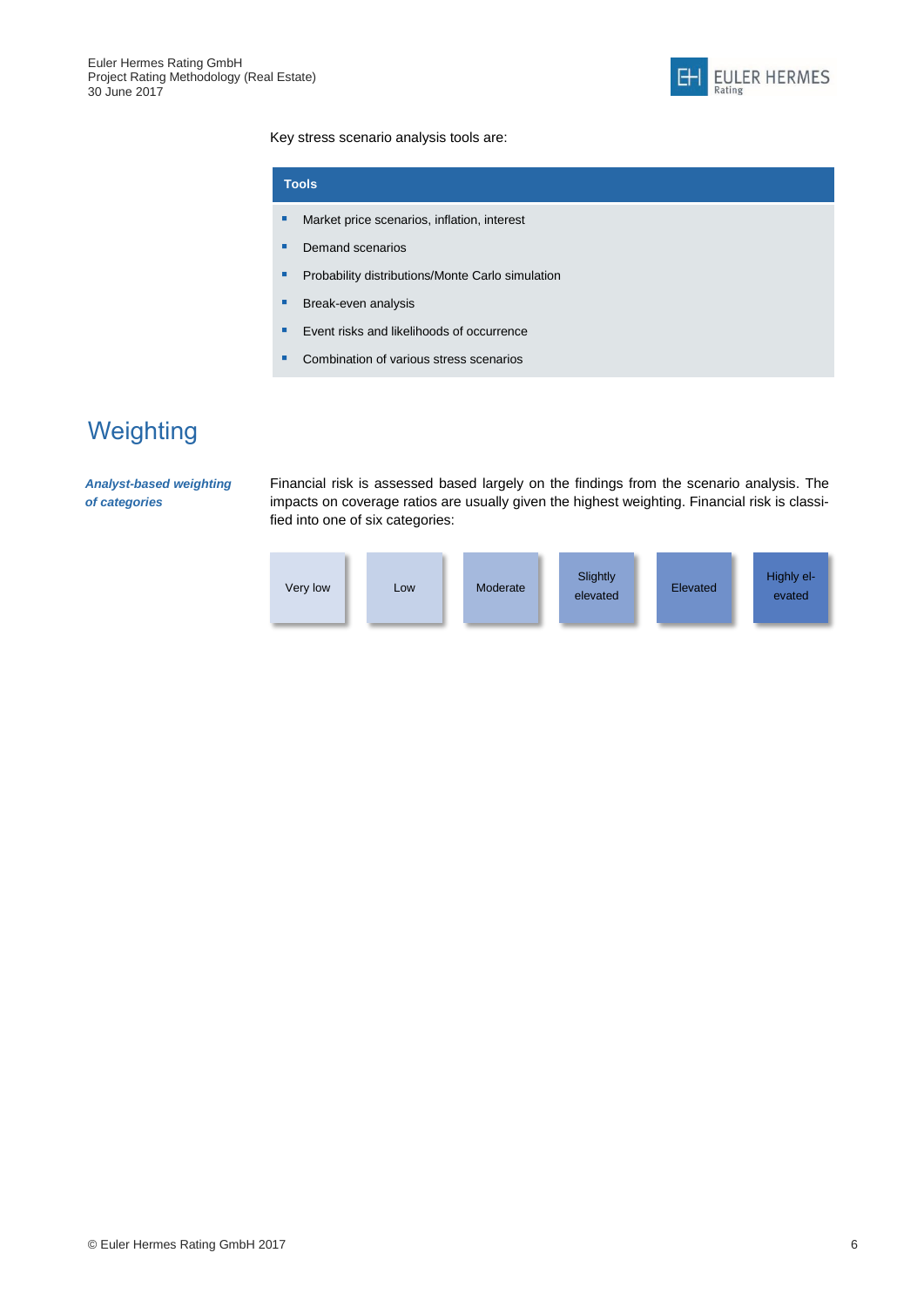Key stress scenario analysis tools are:

| Tools |
|---|
| ▪ Market price scenarios, inflation, interest |
| ▪ Demand scenarios |
| ▪ Probability distributions/Monte Carlo simulation |
| ▪ Break-even analysis |
| ▪ Event risks and likelihoods of occurrence |
| ▪ Combination of various stress scenarios |

# Weighting

***Analyst-based weighting of categories***

Financial risk is assessed based largely on the findings from the scenario analysis. The impacts on coverage ratios are usually given the highest weighting. Financial risk is classified into one of six categories:

| Very low | Low | Moderate | Slightly elevated | Elevated | Highly elevated |
|---|---|---|---|---|---|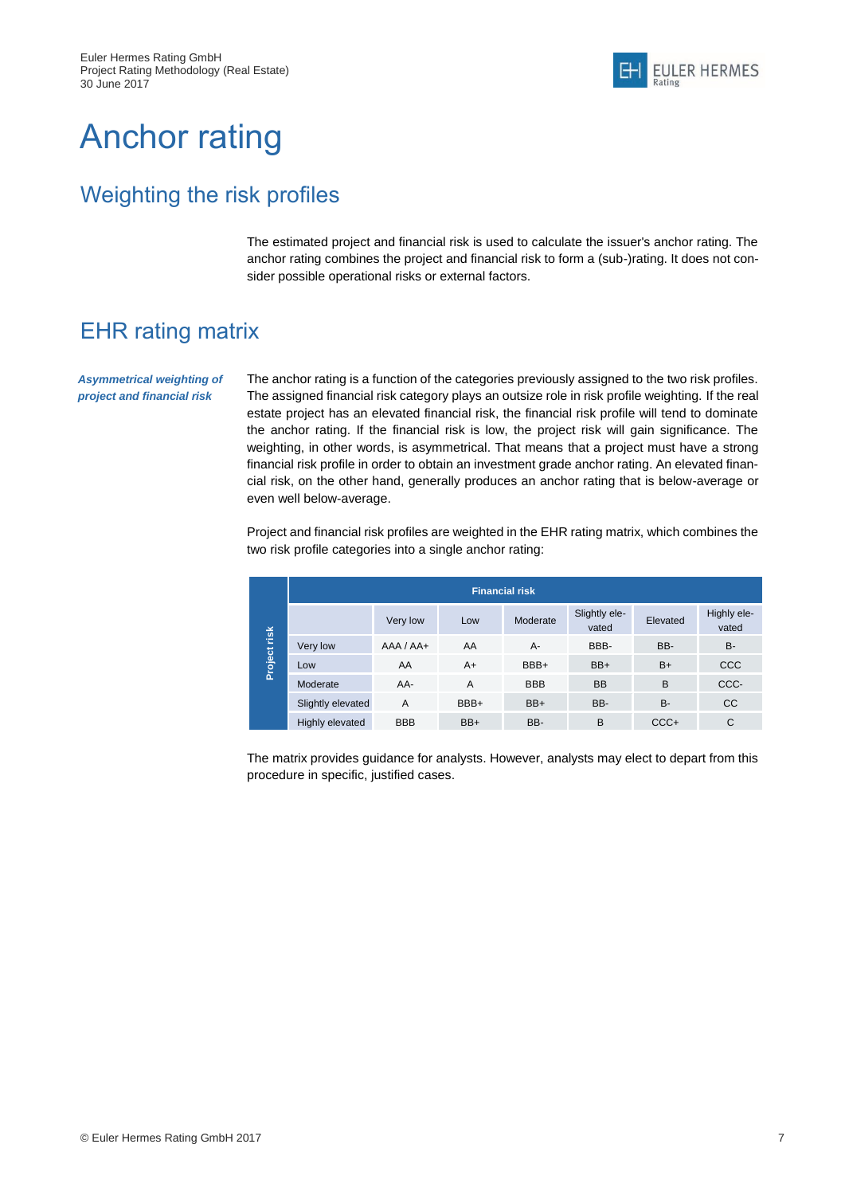# Anchor rating

## Weighting the risk profiles

The estimated project and financial risk is used to calculate the issuer's anchor rating. The anchor rating combines the project and financial risk to form a (sub-)rating. It does not consider possible operational risks or external factors.

## EHR rating matrix

***Asymmetrical weighting of project and financial risk***

The anchor rating is a function of the categories previously assigned to the two risk profiles. The assigned financial risk category plays an outsize role in risk profile weighting. If the real estate project has an elevated financial risk, the financial risk profile will tend to dominate the anchor rating. If the financial risk is low, the project risk will gain significance. The weighting, in other words, is asymmetrical. That means that a project must have a strong financial risk profile in order to obtain an investment grade anchor rating. An elevated financial risk, on the other hand, generally produces an anchor rating that is below-average or even well below-average.

Project and financial risk profiles are weighted in the EHR rating matrix, which combines the two risk profile categories into a single anchor rating:

| Project risk | Financial risk | | | | | |
|---|---|---|---|---|---|---|
| | Very low | Low | Moderate | Slightly elevated | Elevated | Highly elevated |
| Very low | AAA / AA+ | AA | A- | BBB- | BB- | B- |
| Low | AA | A+ | BBB+ | BB+ | B+ | CCC |
| Moderate | AA- | A | BBB | BB | B | CCC- |
| Slightly elevated | A | BBB+ | BB+ | BB- | B- | CC |
| Highly elevated | BBB | BB+ | BB- | B | CCC+ | C |

The matrix provides guidance for analysts. However, analysts may elect to depart from this procedure in specific, justified cases.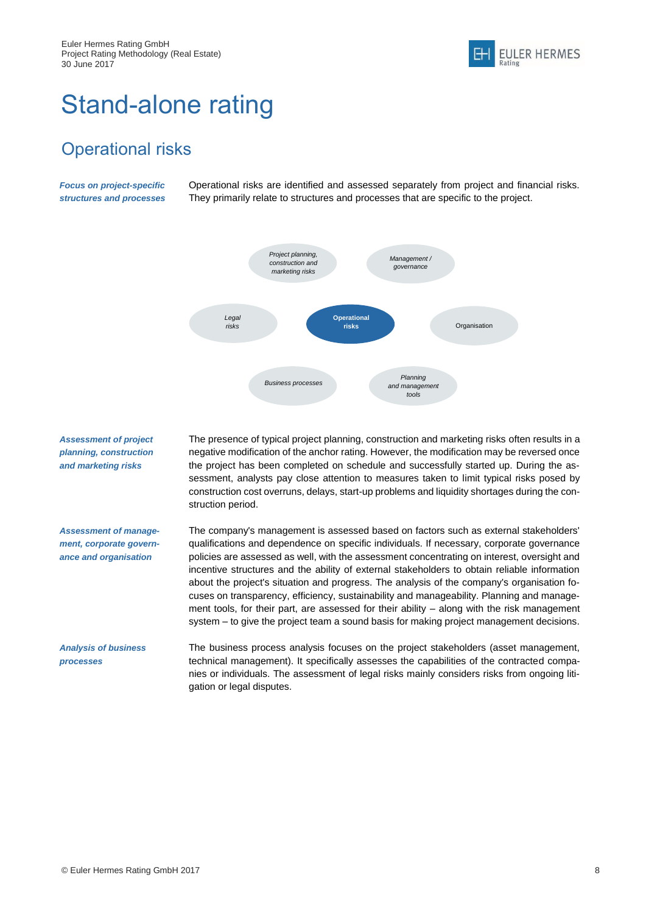// Stand-alone rating

## Operational risks

***Focus on project-specific structures and processes***

Operational risks are identified and assessed separately from project and financial risks. They primarily relate to structures and processes that are specific to the project.

*Project planning, construction and marketing risks* | *Management / governance* | *Legal risks* | **Operational risks** | Organisation | *Business processes* | *Planning and management tools*

***Assessment of project planning, construction and marketing risks***

The presence of typical project planning, construction and marketing risks often results in a negative modification of the anchor rating. However, the modification may be reversed once the project has been completed on schedule and successfully started up. During the assessment, analysts pay close attention to measures taken to limit typical risks posed by construction cost overruns, delays, start-up problems and liquidity shortages during the construction period.

***Assessment of management, corporate governance and organisation***

The company's management is assessed based on factors such as external stakeholders' qualifications and dependence on specific individuals. If necessary, corporate governance policies are assessed as well, with the assessment concentrating on interest, oversight and incentive structures and the ability of external stakeholders to obtain reliable information about the project's situation and progress. The analysis of the company's organisation focuses on transparency, efficiency, sustainability and manageability. Planning and management tools, for their part, are assessed for their ability – along with the risk management system – to give the project team a sound basis for making project management decisions.

***Analysis of business processes***

The business process analysis focuses on the project stakeholders (asset management, technical management). It specifically assesses the capabilities of the contracted companies or individuals. The assessment of legal risks mainly considers risks from ongoing litigation or legal disputes.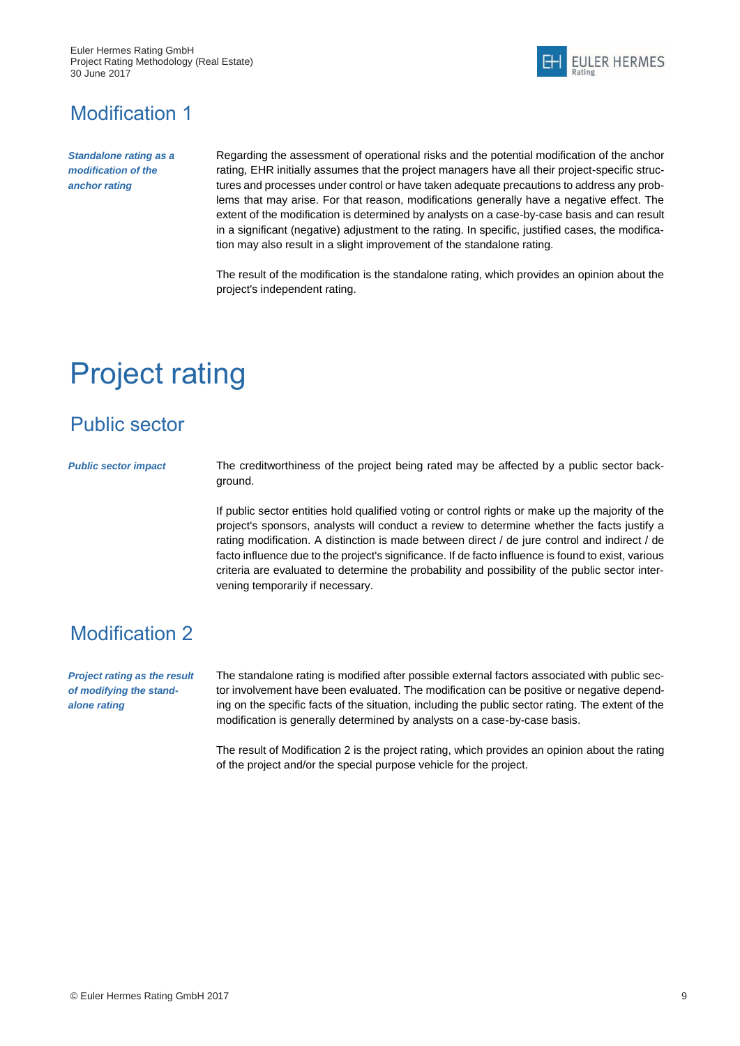## Modification 1

*Standalone rating as a modification of the anchor rating*

Regarding the assessment of operational risks and the potential modification of the anchor rating, EHR initially assumes that the project managers have all their project-specific structures and processes under control or have taken adequate precautions to address any problems that may arise. For that reason, modifications generally have a negative effect. The extent of the modification is determined by analysts on a case-by-case basis and can result in a significant (negative) adjustment to the rating. In specific, justified cases, the modification may also result in a slight improvement of the standalone rating.

The result of the modification is the standalone rating, which provides an opinion about the project's independent rating.

# Project rating

## Public sector

*Public sector impact*

The creditworthiness of the project being rated may be affected by a public sector background.

If public sector entities hold qualified voting or control rights or make up the majority of the project's sponsors, analysts will conduct a review to determine whether the facts justify a rating modification. A distinction is made between direct / de jure control and indirect / de facto influence due to the project's significance. If de facto influence is found to exist, various criteria are evaluated to determine the probability and possibility of the public sector intervening temporarily if necessary.

## Modification 2

*Project rating as the result of modifying the standalone rating*

The standalone rating is modified after possible external factors associated with public sector involvement have been evaluated. The modification can be positive or negative depending on the specific facts of the situation, including the public sector rating. The extent of the modification is generally determined by analysts on a case-by-case basis.

The result of Modification 2 is the project rating, which provides an opinion about the rating of the project and/or the special purpose vehicle for the project.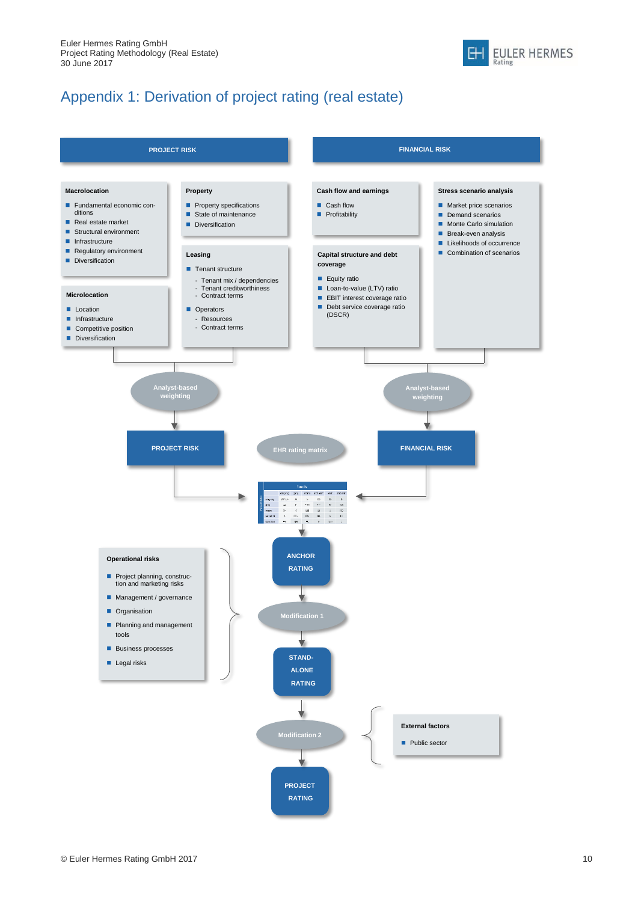# Appendix 1: Derivation of project rating (real estate)

**PROJECT RISK**

**Macrolocation**

- Fundamental economic conditions
- Real estate market
- Structural environment
- Infrastructure
- Regulatory environment
- Diversification

**Microlocation**

- Location
- Infrastructure
- Competitive position
- Diversification

**Property**

- Property specifications
- State of maintenance
- Diversification

**Leasing**

- Tenant structure
  - Tenant mix / dependencies
  - Tenant creditworthiness
  - Contract terms
- Operators
  - Resources
  - Contract terms

**FINANCIAL RISK**

**Cash flow and earnings**

- Cash flow
- Profitability

**Capital structure and debt coverage**

- Equity ratio
- Loan-to-value (LTV) ratio
- EBIT interest coverage ratio
- Debt service coverage ratio (DSCR)

**Stress scenario analysis**

- Market price scenarios
- Demand scenarios
- Monte Carlo simulation
- Break-even analysis
- Likelihoods of occurrence
- Combination of scenarios

Analyst-based weighting → PROJECT RISK

Analyst-based weighting → FINANCIAL RISK

PROJECT RISK + FINANCIAL RISK → EHR rating matrix → ANCHOR RATING

**Operational risks**

- Project planning, construction and marketing risks
- Management / governance
- Organisation
- Planning and management tools
- Business processes
- Legal risks

ANCHOR RATING → Modification 1 (Operational risks) → STAND-ALONE RATING

**External factors**

- Public sector

STAND-ALONE RATING → Modification 2 (External factors) → PROJECT RATING

© Euler Hermes Rating GmbH 2017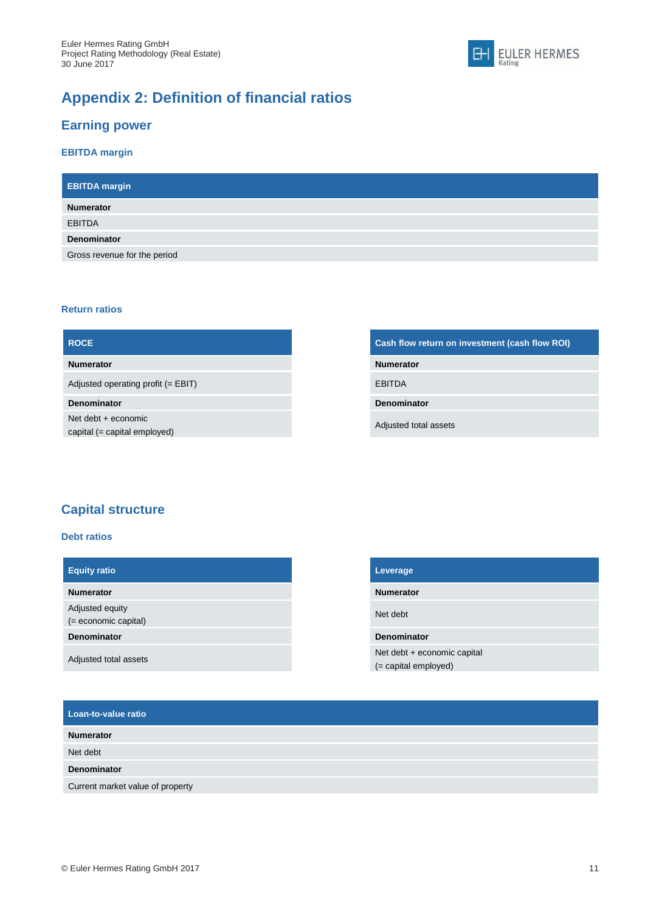# Appendix 2: Definition of financial ratios

## Earning power

### EBITDA margin

| EBITDA margin |
|---|
| **Numerator** |
| EBITDA |
| **Denominator** |
| Gross revenue for the period |

### Return ratios

| ROCE |
|---|
| **Numerator** |
| Adjusted operating profit (= EBIT) |
| **Denominator** |
| Net debt + economic capital (= capital employed) |

| Cash flow return on investment (cash flow ROI) |
|---|
| **Numerator** |
| EBITDA |
| **Denominator** |
| Adjusted total assets |

## Capital structure

### Debt ratios

| Equity ratio |
|---|
| **Numerator** |
| Adjusted equity (= economic capital) |
| **Denominator** |
| Adjusted total assets |

| Leverage |
|---|
| **Numerator** |
| Net debt |
| **Denominator** |
| Net debt + economic capital (= capital employed) |

| Loan-to-value ratio |
|---|
| **Numerator** |
| Net debt |
| **Denominator** |
| Current market value of property |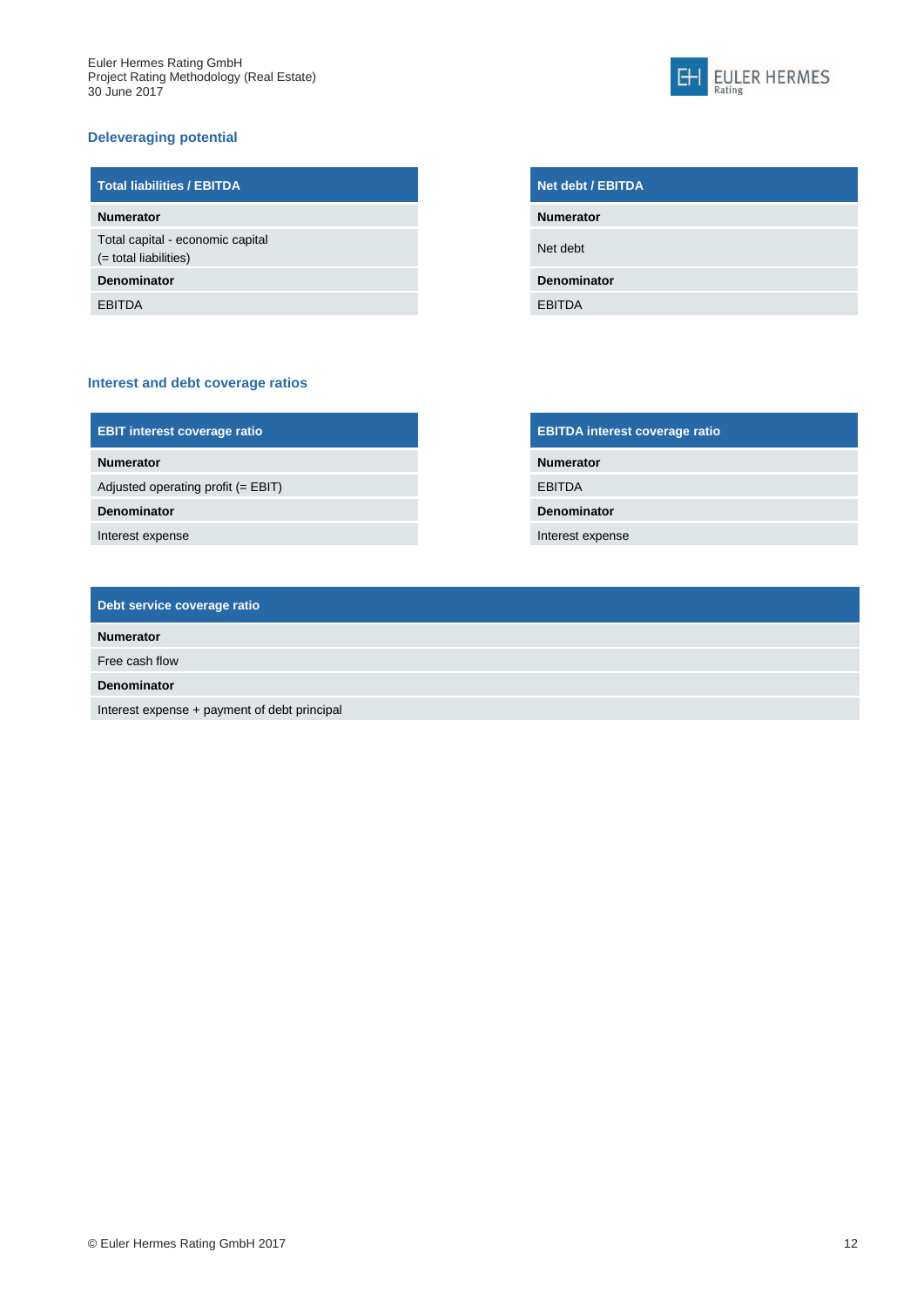### Deleveraging potential

| Total liabilities / EBITDA |
|---|
| **Numerator** |
| Total capital - economic capital (= total liabilities) |
| **Denominator** |
| EBITDA |

| Net debt / EBITDA |
|---|
| **Numerator** |
| Net debt |
| **Denominator** |
| EBITDA |

### Interest and debt coverage ratios

| EBIT interest coverage ratio |
|---|
| **Numerator** |
| Adjusted operating profit (= EBIT) |
| **Denominator** |
| Interest expense |

| EBITDA interest coverage ratio |
|---|
| **Numerator** |
| EBITDA |
| **Denominator** |
| Interest expense |

| Debt service coverage ratio |
|---|
| **Numerator** |
| Free cash flow |
| **Denominator** |
| Interest expense + payment of debt principal |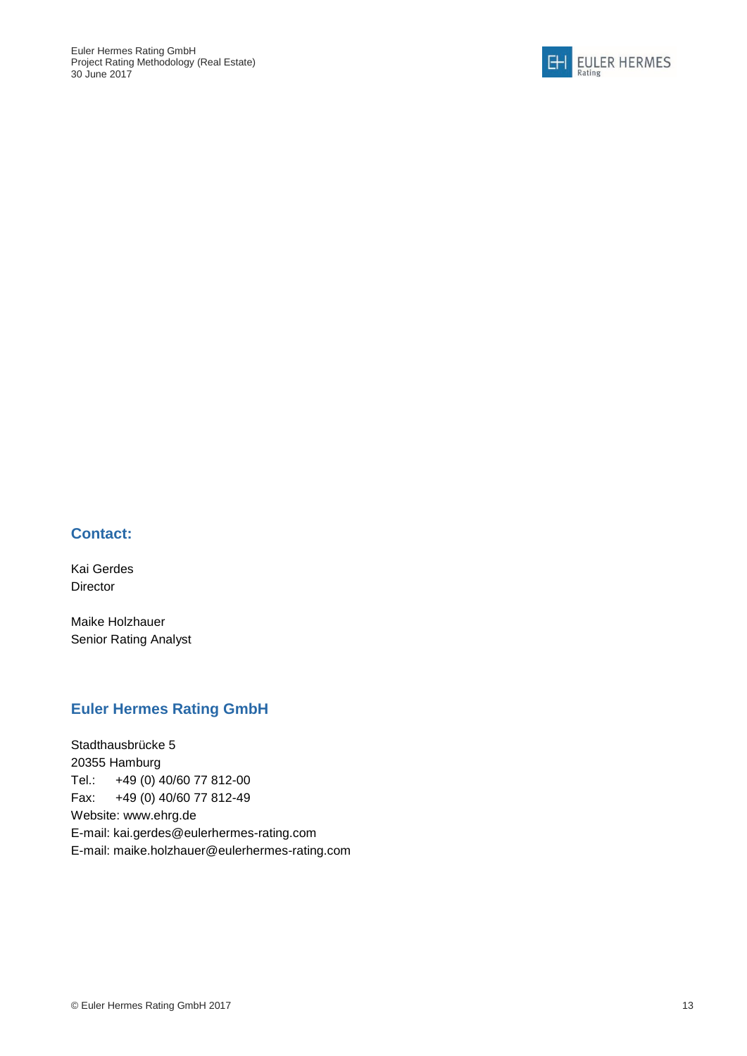## Contact:

Kai Gerdes
Director

Maike Holzhauer
Senior Rating Analyst

## Euler Hermes Rating GmbH

Stadthausbrücke 5
20355 Hamburg
Tel.: +49 (0) 40/60 77 812-00
Fax: +49 (0) 40/60 77 812-49
Website: www.ehrg.de
E-mail: kai.gerdes@eulerhermes-rating.com
E-mail: maike.holzhauer@eulerhermes-rating.com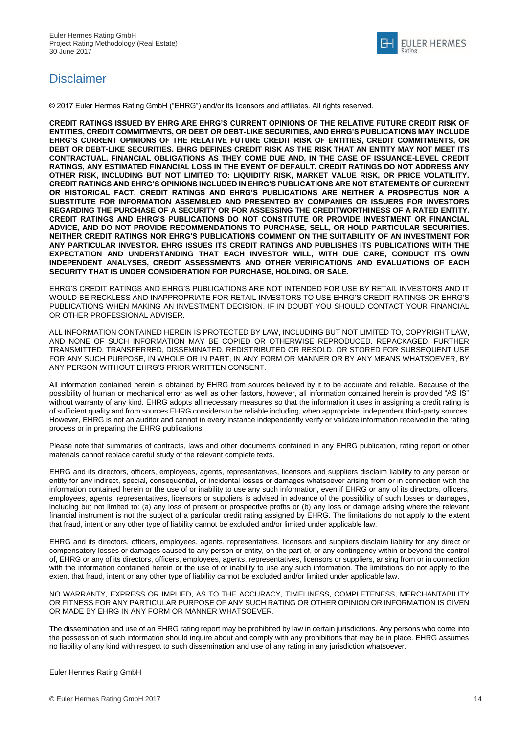# Disclaimer

© 2017 Euler Hermes Rating GmbH ("EHRG") and/or its licensors and affiliates. All rights reserved.

**CREDIT RATINGS ISSUED BY EHRG ARE EHRG'S CURRENT OPINIONS OF THE RELATIVE FUTURE CREDIT RISK OF ENTITIES, CREDIT COMMITMENTS, OR DEBT OR DEBT-LIKE SECURITIES, AND EHRG'S PUBLICATIONS MAY INCLUDE EHRG'S CURRENT OPINIONS OF THE RELATIVE FUTURE CREDIT RISK OF ENTITIES, CREDIT COMMITMENTS, OR DEBT OR DEBT-LIKE SECURITIES. EHRG DEFINES CREDIT RISK AS THE RISK THAT AN ENTITY MAY NOT MEET ITS CONTRACTUAL, FINANCIAL OBLIGATIONS AS THEY COME DUE AND, IN THE CASE OF ISSUANCE-LEVEL CREDIT RATINGS, ANY ESTIMATED FINANCIAL LOSS IN THE EVENT OF DEFAULT. CREDIT RATINGS DO NOT ADDRESS ANY OTHER RISK, INCLUDING BUT NOT LIMITED TO: LIQUIDITY RISK, MARKET VALUE RISK, OR PRICE VOLATILITY. CREDIT RATINGS AND EHRG'S OPINIONS INCLUDED IN EHRG'S PUBLICATIONS ARE NOT STATEMENTS OF CURRENT OR HISTORICAL FACT. CREDIT RATINGS AND EHRG'S PUBLICATIONS ARE NEITHER A PROSPECTUS NOR A SUBSTITUTE FOR INFORMATION ASSEMBLED AND PRESENTED BY COMPANIES OR ISSUERS FOR INVESTORS REGARDING THE PURCHASE OF A SECURITY OR FOR ASSESSING THE CREDITWORTHINESS OF A RATED ENTITY. CREDIT RATINGS AND EHRG'S PUBLICATIONS DO NOT CONSTITUTE OR PROVIDE INVESTMENT OR FINANCIAL ADVICE, AND DO NOT PROVIDE RECOMMENDATIONS TO PURCHASE, SELL, OR HOLD PARTICULAR SECURITIES. NEITHER CREDIT RATINGS NOR EHRG'S PUBLICATIONS COMMENT ON THE SUITABILITY OF AN INVESTMENT FOR ANY PARTICULAR INVESTOR. EHRG ISSUES ITS CREDIT RATINGS AND PUBLISHES ITS PUBLICATIONS WITH THE EXPECTATION AND UNDERSTANDING THAT EACH INVESTOR WILL, WITH DUE CARE, CONDUCT ITS OWN INDEPENDENT ANALYSES, CREDIT ASSESSMENTS AND OTHER VERIFICATIONS AND EVALUATIONS OF EACH SECURITY THAT IS UNDER CONSIDERATION FOR PURCHASE, HOLDING, OR SALE.**

EHRG'S CREDIT RATINGS AND EHRG'S PUBLICATIONS ARE NOT INTENDED FOR USE BY RETAIL INVESTORS AND IT WOULD BE RECKLESS AND INAPPROPRIATE FOR RETAIL INVESTORS TO USE EHRG'S CREDIT RATINGS OR EHRG'S PUBLICATIONS WHEN MAKING AN INVESTMENT DECISION. IF IN DOUBT YOU SHOULD CONTACT YOUR FINANCIAL OR OTHER PROFESSIONAL ADVISER.

ALL INFORMATION CONTAINED HEREIN IS PROTECTED BY LAW, INCLUDING BUT NOT LIMITED TO, COPYRIGHT LAW, AND NONE OF SUCH INFORMATION MAY BE COPIED OR OTHERWISE REPRODUCED, REPACKAGED, FURTHER TRANSMITTED, TRANSFERRED, DISSEMINATED, REDISTRIBUTED OR RESOLD, OR STORED FOR SUBSEQUENT USE FOR ANY SUCH PURPOSE, IN WHOLE OR IN PART, IN ANY FORM OR MANNER OR BY ANY MEANS WHATSOEVER, BY ANY PERSON WITHOUT EHRG'S PRIOR WRITTEN CONSENT.

All information contained herein is obtained by EHRG from sources believed by it to be accurate and reliable. Because of the possibility of human or mechanical error as well as other factors, however, all information contained herein is provided "AS IS" without warranty of any kind. EHRG adopts all necessary measures so that the information it uses in assigning a credit rating is of sufficient quality and from sources EHRG considers to be reliable including, when appropriate, independent third-party sources. However, EHRG is not an auditor and cannot in every instance independently verify or validate information received in the rating process or in preparing the EHRG publications.

Please note that summaries of contracts, laws and other documents contained in any EHRG publication, rating report or other materials cannot replace careful study of the relevant complete texts.

EHRG and its directors, officers, employees, agents, representatives, licensors and suppliers disclaim liability to any person or entity for any indirect, special, consequential, or incidental losses or damages whatsoever arising from or in connection with the information contained herein or the use of or inability to use any such information, even if EHRG or any of its directors, officers, employees, agents, representatives, licensors or suppliers is advised in advance of the possibility of such losses or damages, including but not limited to: (a) any loss of present or prospective profits or (b) any loss or damage arising where the relevant financial instrument is not the subject of a particular credit rating assigned by EHRG. The limitations do not apply to the extent that fraud, intent or any other type of liability cannot be excluded and/or limited under applicable law.

EHRG and its directors, officers, employees, agents, representatives, licensors and suppliers disclaim liability for any direct or compensatory losses or damages caused to any person or entity, on the part of, or any contingency within or beyond the control of, EHRG or any of its directors, officers, employees, agents, representatives, licensors or suppliers, arising from or in connection with the information contained herein or the use of or inability to use any such information. The limitations do not apply to the extent that fraud, intent or any other type of liability cannot be excluded and/or limited under applicable law.

NO WARRANTY, EXPRESS OR IMPLIED, AS TO THE ACCURACY, TIMELINESS, COMPLETENESS, MERCHANTABILITY OR FITNESS FOR ANY PARTICULAR PURPOSE OF ANY SUCH RATING OR OTHER OPINION OR INFORMATION IS GIVEN OR MADE BY EHRG IN ANY FORM OR MANNER WHATSOEVER.

The dissemination and use of an EHRG rating report may be prohibited by law in certain jurisdictions. Any persons who come into the possession of such information should inquire about and comply with any prohibitions that may be in place. EHRG assumes no liability of any kind with respect to such dissemination and use of any rating in any jurisdiction whatsoever.

Euler Hermes Rating GmbH